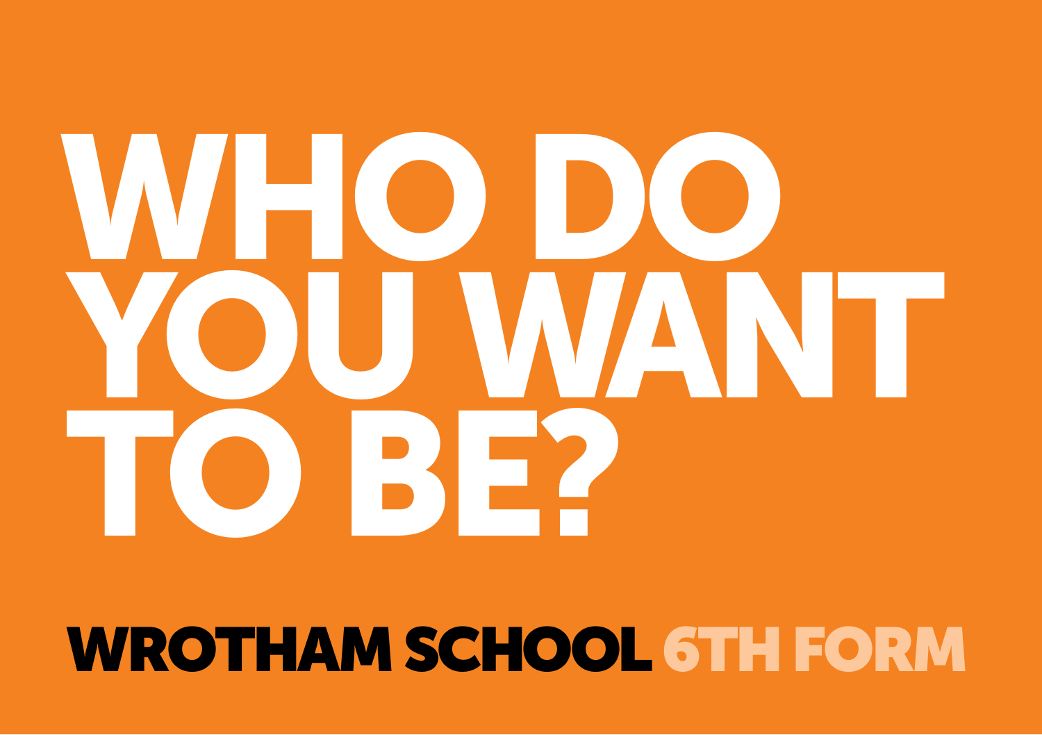# WHO DO YOU WANT TO BE?

**WROTHAM SCHOOL 6TH FORM**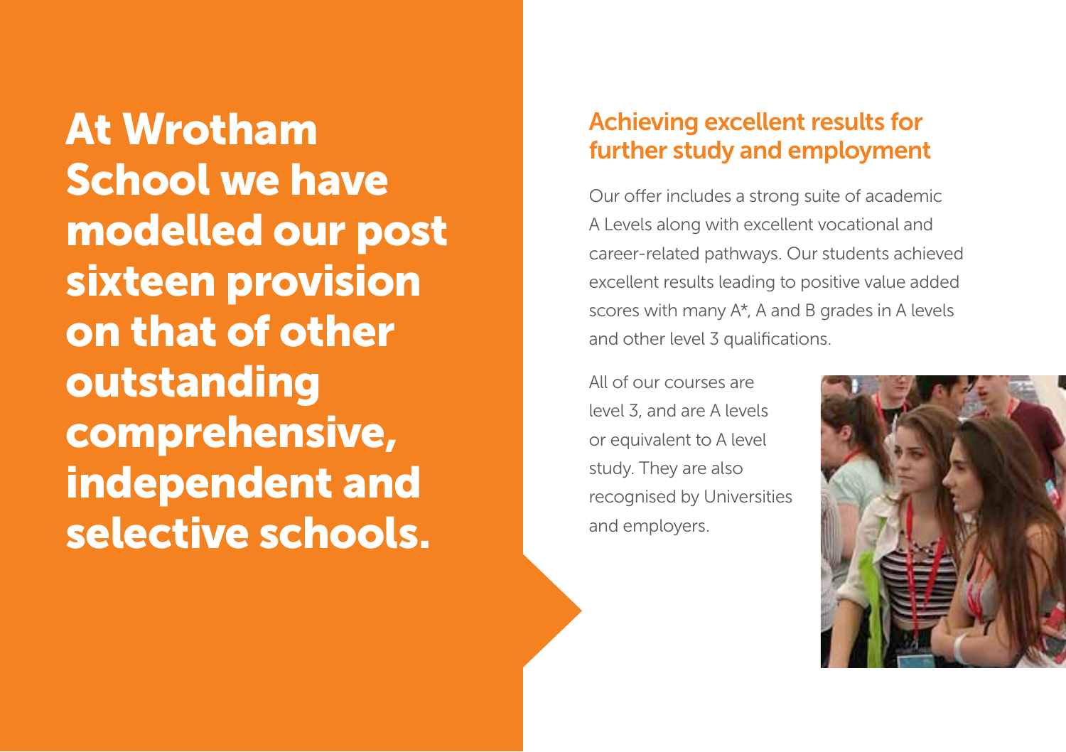# At Wrotham School we have modelled our post sixteen provision on that of other outstanding comprehensive, independent and selective schools.

## Achieving excellent results for further study and employment

Our offer includes a strong suite of academic A Levels along with excellent vocational and career-related pathways. Our students achieved excellent results leading to positive value added scores with many A*, A and B grades in A levels and other level 3 qualifications.

All of our courses are level 3, and are A levels or equivalent to A level study. They are also recognised by Universities and employers.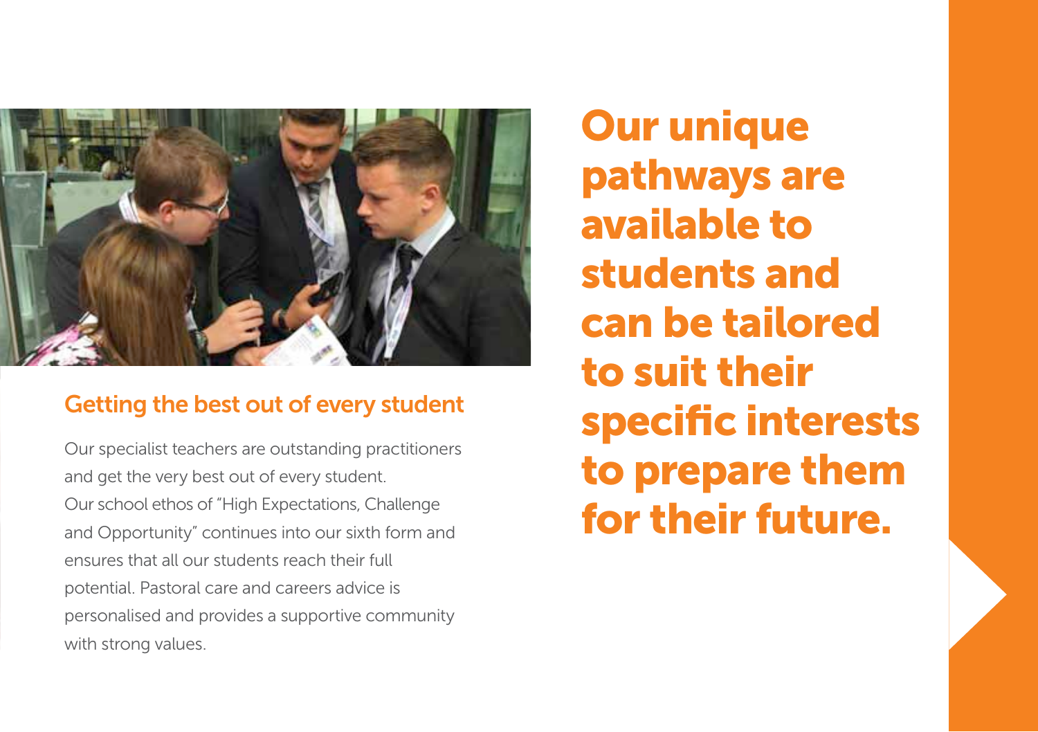## Getting the best out of every student

Our specialist teachers are outstanding practitioners and get the very best out of every student. Our school ethos of "High Expectations, Challenge and Opportunity" continues into our sixth form and ensures that all our students reach their full potential. Pastoral care and careers advice is personalised and provides a supportive community with strong values.

# Our unique pathways are available to students and can be tailored to suit their specific interests to prepare them for their future.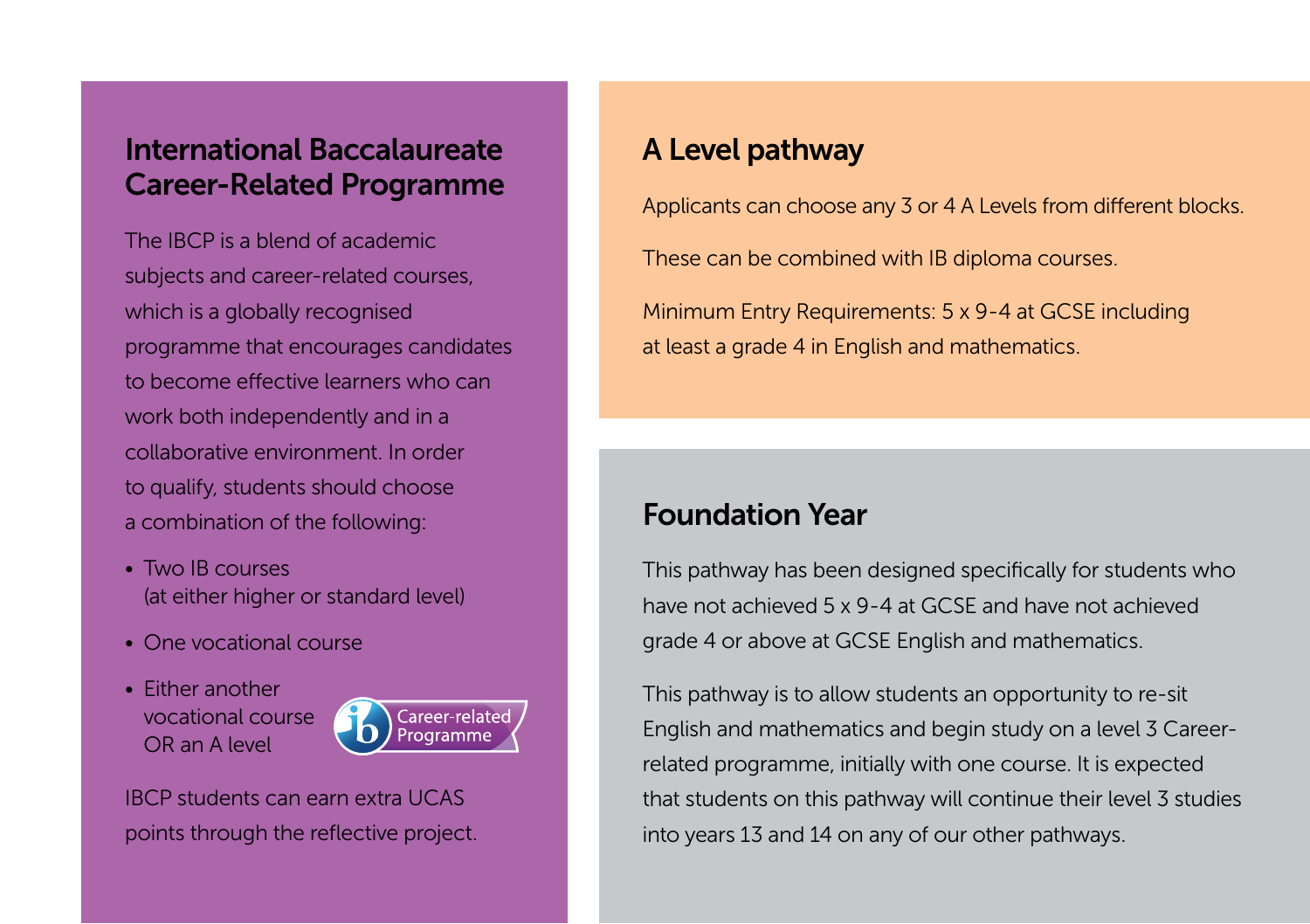## International Baccalaureate Career-Related Programme

The IBCP is a blend of academic subjects and career-related courses, which is a globally recognised programme that encourages candidates to become effective learners who can work both independently and in a collaborative environment. In order to qualify, students should choose a combination of the following:

- Two IB courses (at either higher or standard level)
- One vocational course
- Either another vocational course OR an A level

IBCP students can earn extra UCAS points through the reflective project.

## A Level pathway

Applicants can choose any 3 or 4 A Levels from different blocks.

These can be combined with IB diploma courses.

Minimum Entry Requirements: 5 x 9-4 at GCSE including at least a grade 4 in English and mathematics.

## Foundation Year

This pathway has been designed specifically for students who have not achieved 5 x 9-4 at GCSE and have not achieved grade 4 or above at GCSE English and mathematics.

This pathway is to allow students an opportunity to re-sit English and mathematics and begin study on a level 3 Career-related programme, initially with one course. It is expected that students on this pathway will continue their level 3 studies into years 13 and 14 on any of our other pathways.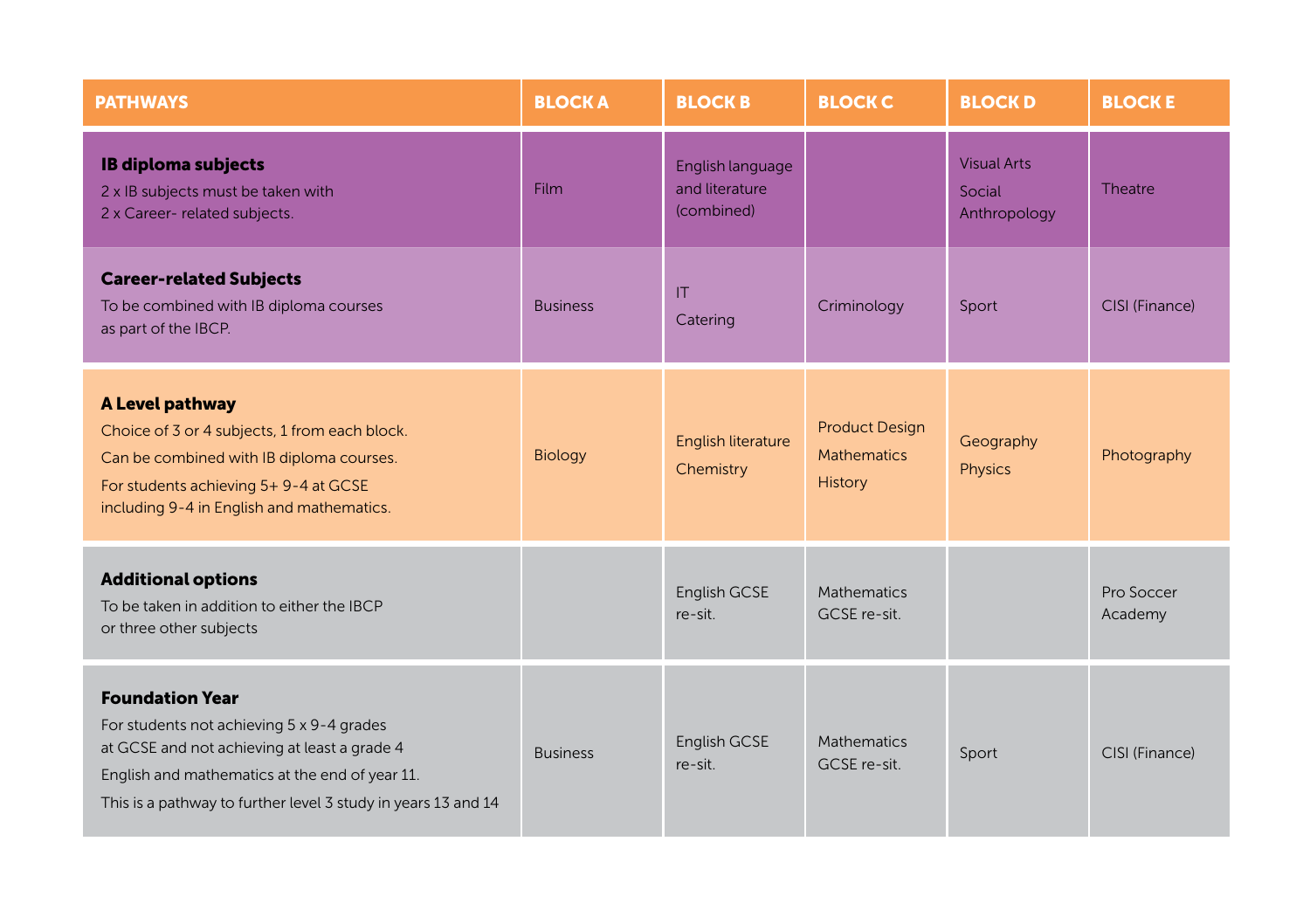| PATHWAYS | BLOCK A | BLOCK B | BLOCK C | BLOCK D | BLOCK E |
|---|---|---|---|---|---|
| **IB diploma subjects**<br>2 x IB subjects must be taken with 2 x Career- related subjects. | Film | English language and literature (combined) | | Visual Arts<br>Social Anthropology | Theatre |
| **Career-related Subjects**<br>To be combined with IB diploma courses as part of the IBCP. | Business | IT<br>Catering | Criminology | Sport | CISI (Finance) |
| **A Level pathway**<br>Choice of 3 or 4 subjects, 1 from each block.<br>Can be combined with IB diploma courses.<br>For students achieving 5+ 9-4 at GCSE including 9-4 in English and mathematics. | Biology | English literature<br>Chemistry | Product Design<br>Mathematics<br>History | Geography<br>Physics | Photography |
| **Additional options**<br>To be taken in addition to either the IBCP or three other subjects | | English GCSE re-sit. | Mathematics GCSE re-sit. | | Pro Soccer Academy |
| **Foundation Year**<br>For students not achieving 5 x 9-4 grades at GCSE and not achieving at least a grade 4 English and mathematics at the end of year 11.<br>This is a pathway to further level 3 study in years 13 and 14 | Business | English GCSE re-sit. | Mathematics GCSE re-sit. | Sport | CISI (Finance) |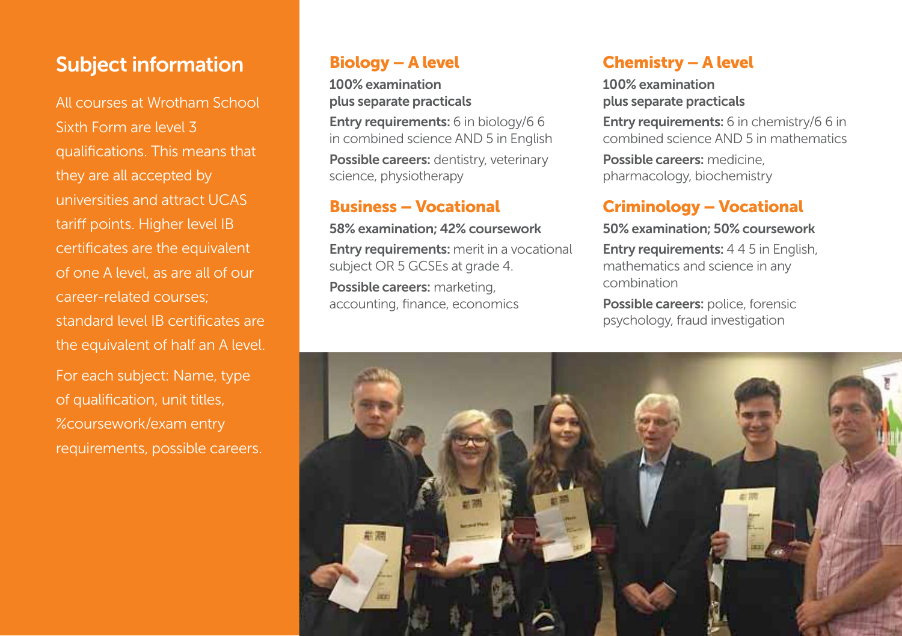## Subject information

All courses at Wrotham School Sixth Form are level 3 qualifications. This means that they are all accepted by universities and attract UCAS tariff points. Higher level IB certificates are the equivalent of one A level, as are all of our career-related courses; standard level IB certificates are the equivalent of half an A level.

For each subject: Name, type of qualification, unit titles, %coursework/exam entry requirements, possible careers.

### Biology – A level

**100% examination plus separate practicals**

**Entry requirements:** 6 in biology/6 6 in combined science AND 5 in English

**Possible careers:** dentistry, veterinary science, physiotherapy

### Business – Vocational

**58% examination; 42% coursework**

**Entry requirements:** merit in a vocational subject OR 5 GCSEs at grade 4.

**Possible careers:** marketing, accounting, finance, economics

### Chemistry – A level

**100% examination plus separate practicals**

**Entry requirements:** 6 in chemistry/6 6 in combined science AND 5 in mathematics

**Possible careers:** medicine, pharmacology, biochemistry

### Criminology – Vocational

**50% examination; 50% coursework**

**Entry requirements:** 4 4 5 in English, mathematics and science in any combination

**Possible careers:** police, forensic psychology, fraud investigation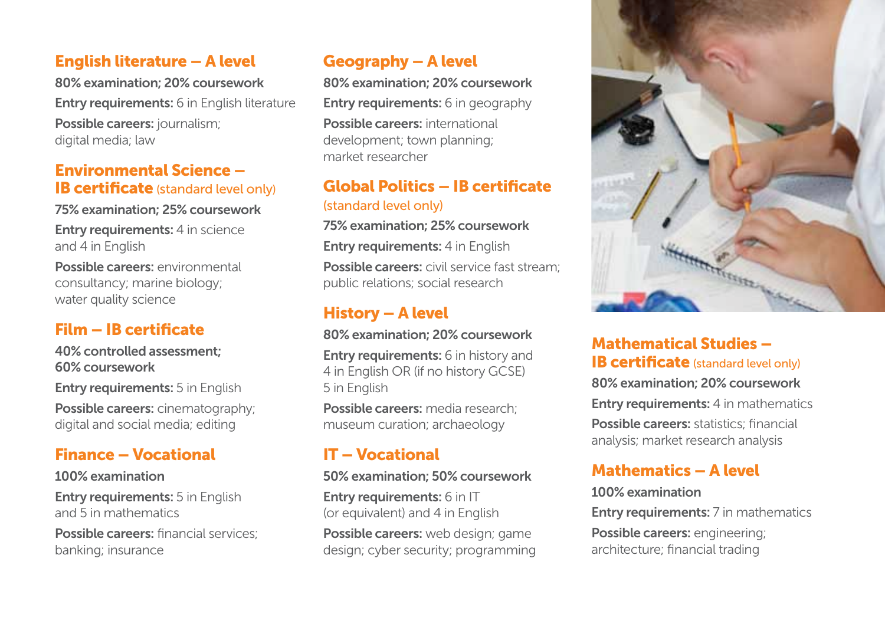## English literature – A level

**80% examination; 20% coursework**

**Entry requirements:** 6 in English literature

**Possible careers:** journalism; digital media; law

## Environmental Science – IB certificate (standard level only)

**75% examination; 25% coursework**

**Entry requirements:** 4 in science and 4 in English

**Possible careers:** environmental consultancy; marine biology; water quality science

## Film – IB certificate

**40% controlled assessment; 60% coursework**

**Entry requirements:** 5 in English

**Possible careers:** cinematography; digital and social media; editing

## Finance – Vocational

**100% examination**

**Entry requirements:** 5 in English and 5 in mathematics

**Possible careers:** financial services; banking; insurance

## Geography – A level

**80% examination; 20% coursework**

**Entry requirements:** 6 in geography

**Possible careers:** international development; town planning; market researcher

## Global Politics – IB certificate (standard level only)

**75% examination; 25% coursework**

**Entry requirements:** 4 in English

**Possible careers:** civil service fast stream; public relations; social research

## History – A level

**80% examination; 20% coursework**

**Entry requirements:** 6 in history and 4 in English OR (if no history GCSE) 5 in English

**Possible careers:** media research; museum curation; archaeology

## IT – Vocational

**50% examination; 50% coursework**

**Entry requirements:** 6 in IT (or equivalent) and 4 in English

**Possible careers:** web design; game design; cyber security; programming

## Mathematical Studies – IB certificate (standard level only)

**80% examination; 20% coursework**

**Entry requirements:** 4 in mathematics

**Possible careers:** statistics; financial analysis; market research analysis

## Mathematics – A level

**100% examination**

**Entry requirements:** 7 in mathematics

**Possible careers:** engineering; architecture; financial trading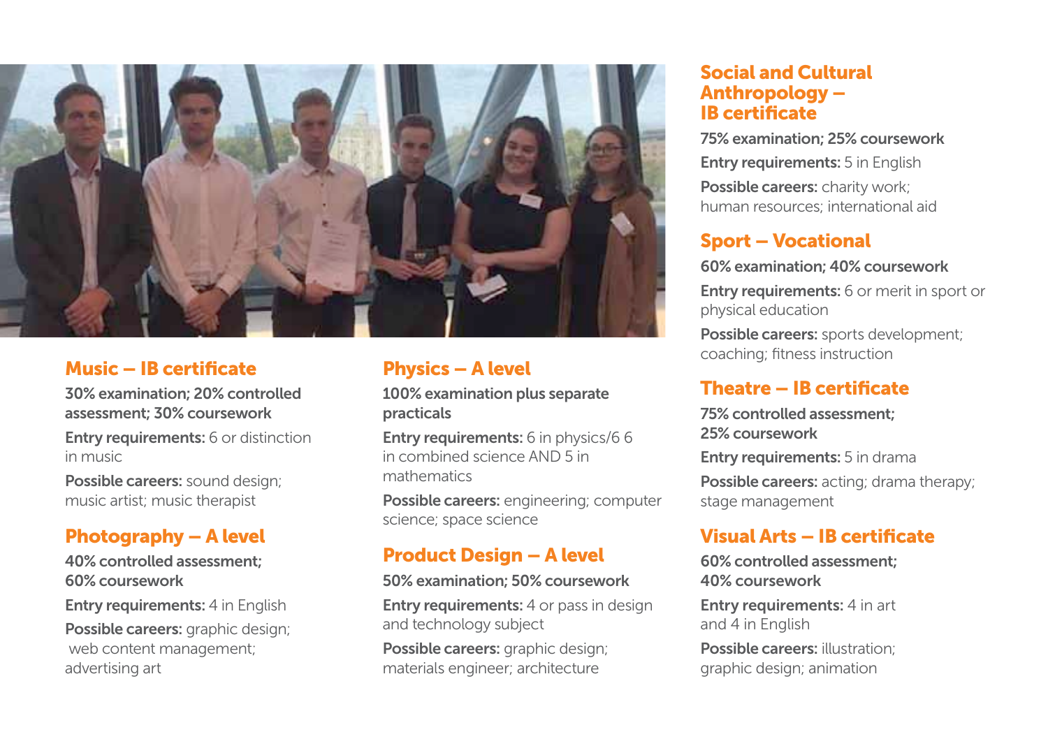## Music – IB certificate

**30% examination; 20% controlled assessment; 30% coursework**

**Entry requirements:** 6 or distinction in music

**Possible careers:** sound design; music artist; music therapist

## Photography – A level

**40% controlled assessment; 60% coursework**

**Entry requirements:** 4 in English

**Possible careers:** graphic design; web content management; advertising art

## Physics – A level

**100% examination plus separate practicals**

**Entry requirements:** 6 in physics/6 6 in combined science AND 5 in mathematics

**Possible careers:** engineering; computer science; space science

## Product Design – A level

**50% examination; 50% coursework**

**Entry requirements:** 4 or pass in design and technology subject

**Possible careers:** graphic design; materials engineer; architecture

## Social and Cultural Anthropology – IB certificate

**75% examination; 25% coursework**

**Entry requirements:** 5 in English

**Possible careers:** charity work; human resources; international aid

## Sport – Vocational

**60% examination; 40% coursework**

**Entry requirements:** 6 or merit in sport or physical education

**Possible careers:** sports development; coaching; fitness instruction

## Theatre – IB certificate

**75% controlled assessment; 25% coursework**

**Entry requirements:** 5 in drama

**Possible careers:** acting; drama therapy; stage management

## Visual Arts – IB certificate

**60% controlled assessment; 40% coursework**

**Entry requirements:** 4 in art and 4 in English

**Possible careers:** illustration; graphic design; animation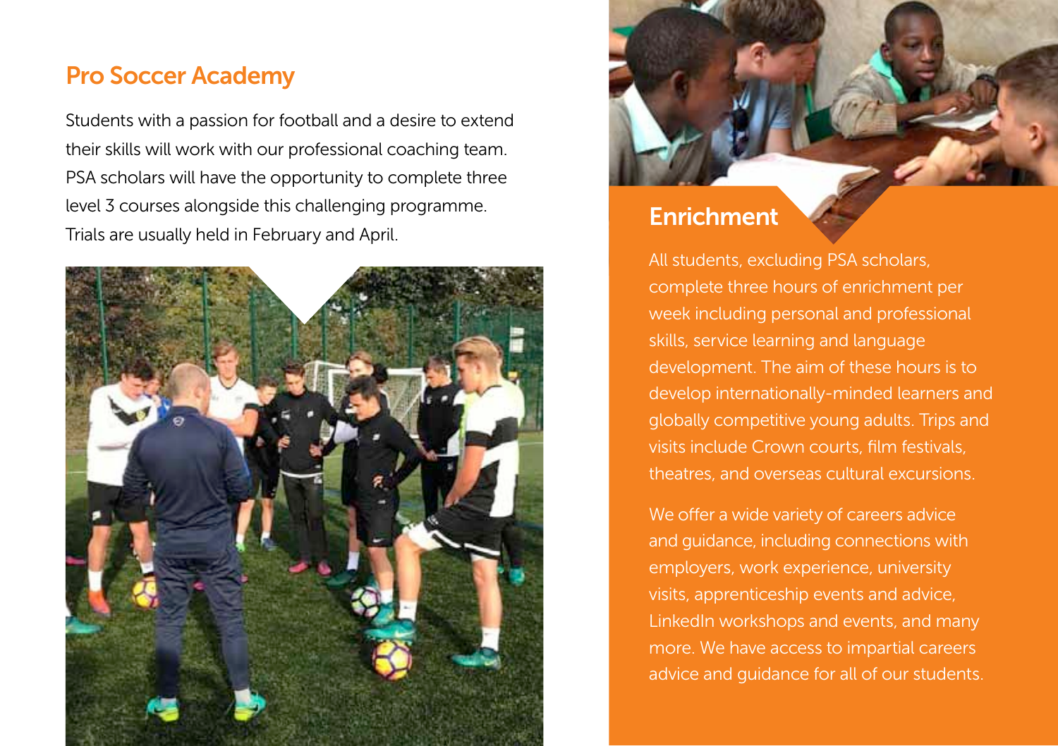## Pro Soccer Academy

Students with a passion for football and a desire to extend their skills will work with our professional coaching team. PSA scholars will have the opportunity to complete three level 3 courses alongside this challenging programme. Trials are usually held in February and April.

## Enrichment

All students, excluding PSA scholars, complete three hours of enrichment per week including personal and professional skills, service learning and language development. The aim of these hours is to develop internationally-minded learners and globally competitive young adults. Trips and visits include Crown courts, film festivals, theatres, and overseas cultural excursions.

We offer a wide variety of careers advice and guidance, including connections with employers, work experience, university visits, apprenticeship events and advice, LinkedIn workshops and events, and many more. We have access to impartial careers advice and guidance for all of our students.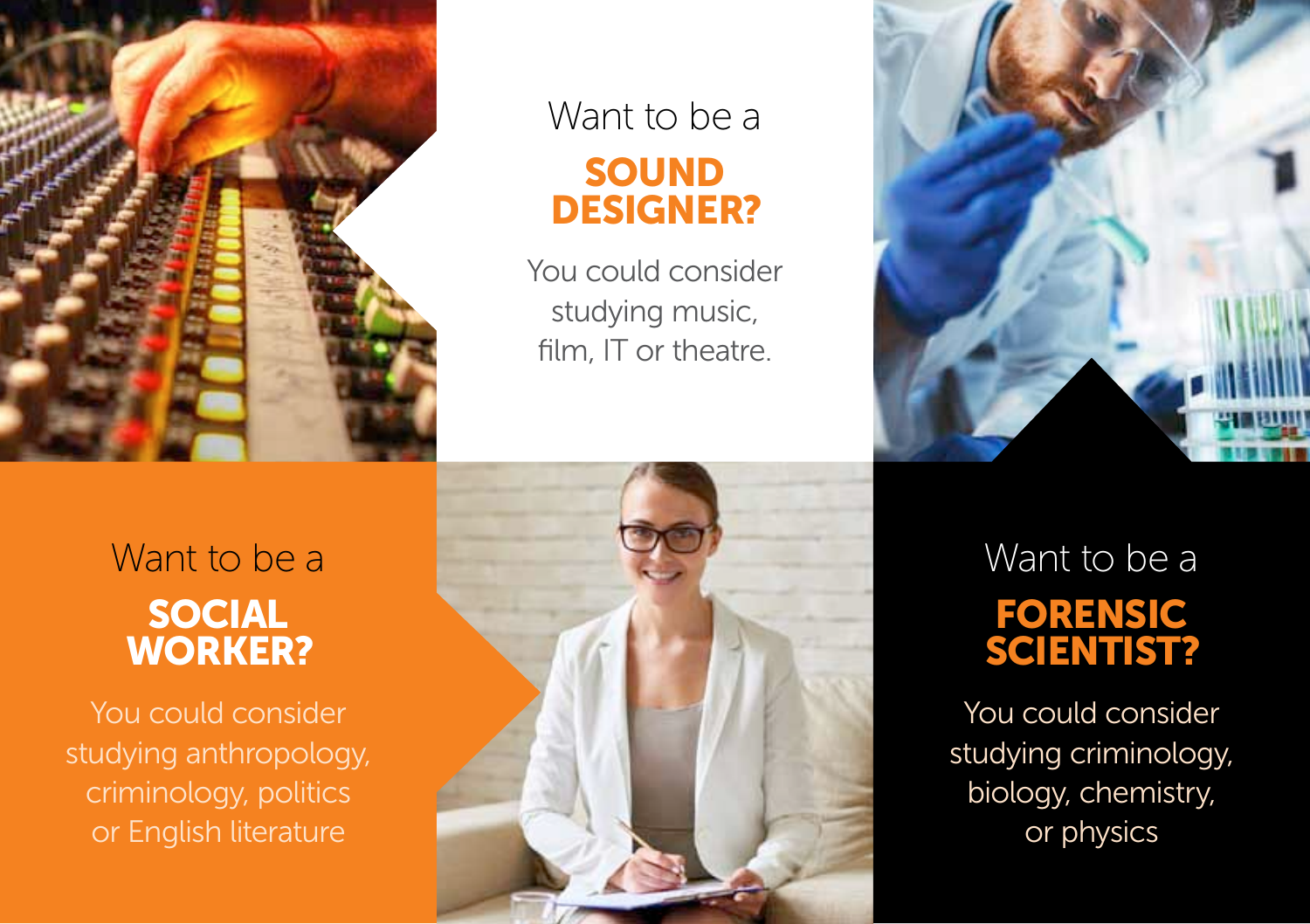Want to be a

## SOUND DESIGNER?

You could consider studying music, film, IT or theatre.

Want to be a

## SOCIAL WORKER?

You could consider studying anthropology, criminology, politics or English literature

Want to be a

## FORENSIC SCIENTIST?

You could consider studying criminology, biology, chemistry, or physics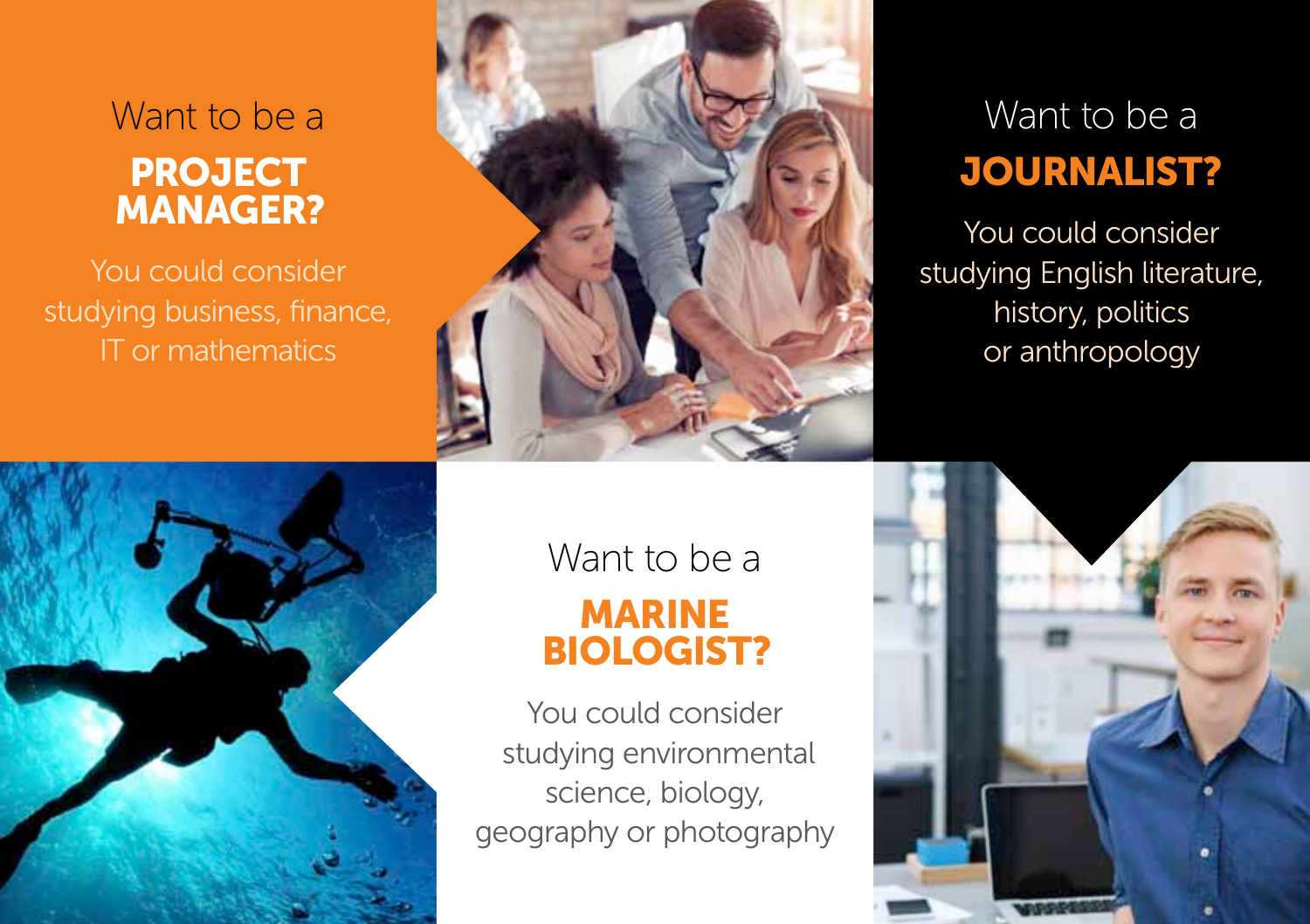Want to be a

## PROJECT MANAGER?

You could consider studying business, finance, IT or mathematics

Want to be a

## JOURNALIST?

You could consider studying English literature, history, politics or anthropology

Want to be a

## MARINE BIOLOGIST?

You could consider studying environmental science, biology, geography or photography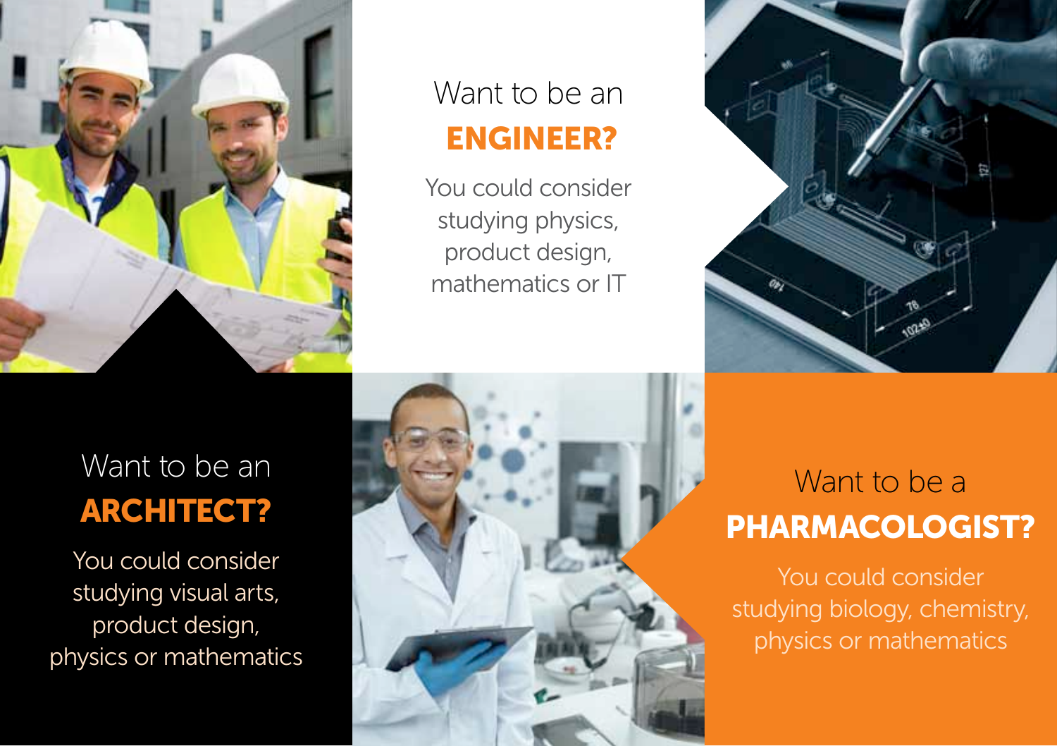## Want to be an ENGINEER?

You could consider studying physics, product design, mathematics or IT

## Want to be an ARCHITECT?

You could consider studying visual arts, product design, physics or mathematics

## Want to be a PHARMACOLOGIST?

You could consider studying biology, chemistry, physics or mathematics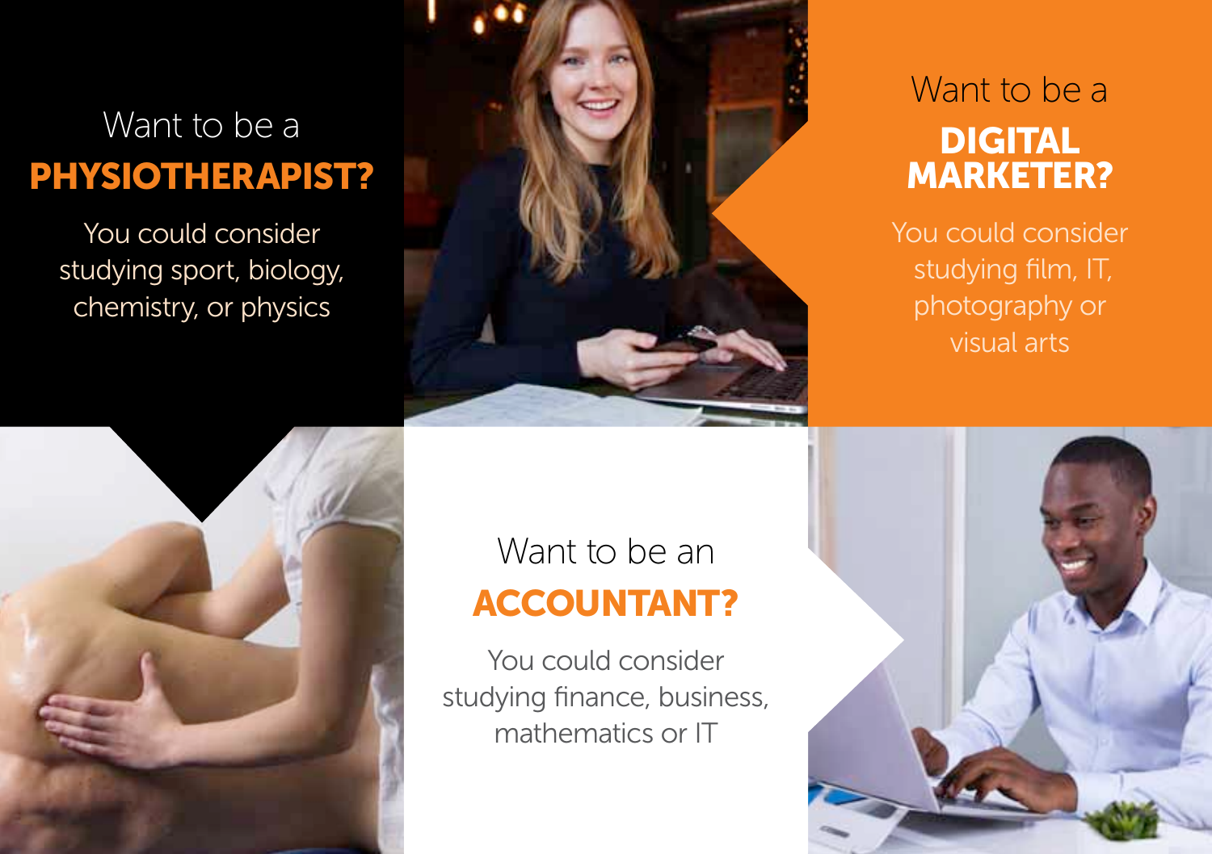Want to be a

## PHYSIOTHERAPIST?

You could consider studying sport, biology, chemistry, or physics

Want to be a

## DIGITAL MARKETER?

You could consider studying film, IT, photography or visual arts

Want to be an

## ACCOUNTANT?

You could consider studying finance, business, mathematics or IT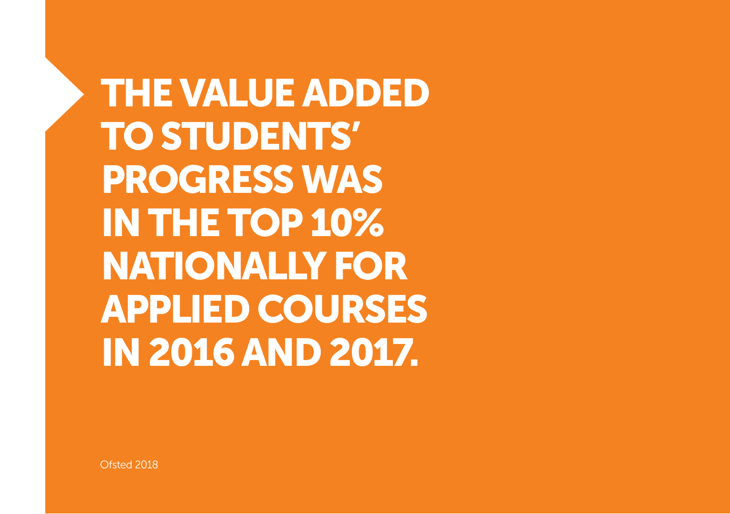# THE VALUE ADDED TO STUDENTS' PROGRESS WAS IN THE TOP 10% NATIONALLY FOR APPLIED COURSES IN 2016 AND 2017.

Ofsted 2018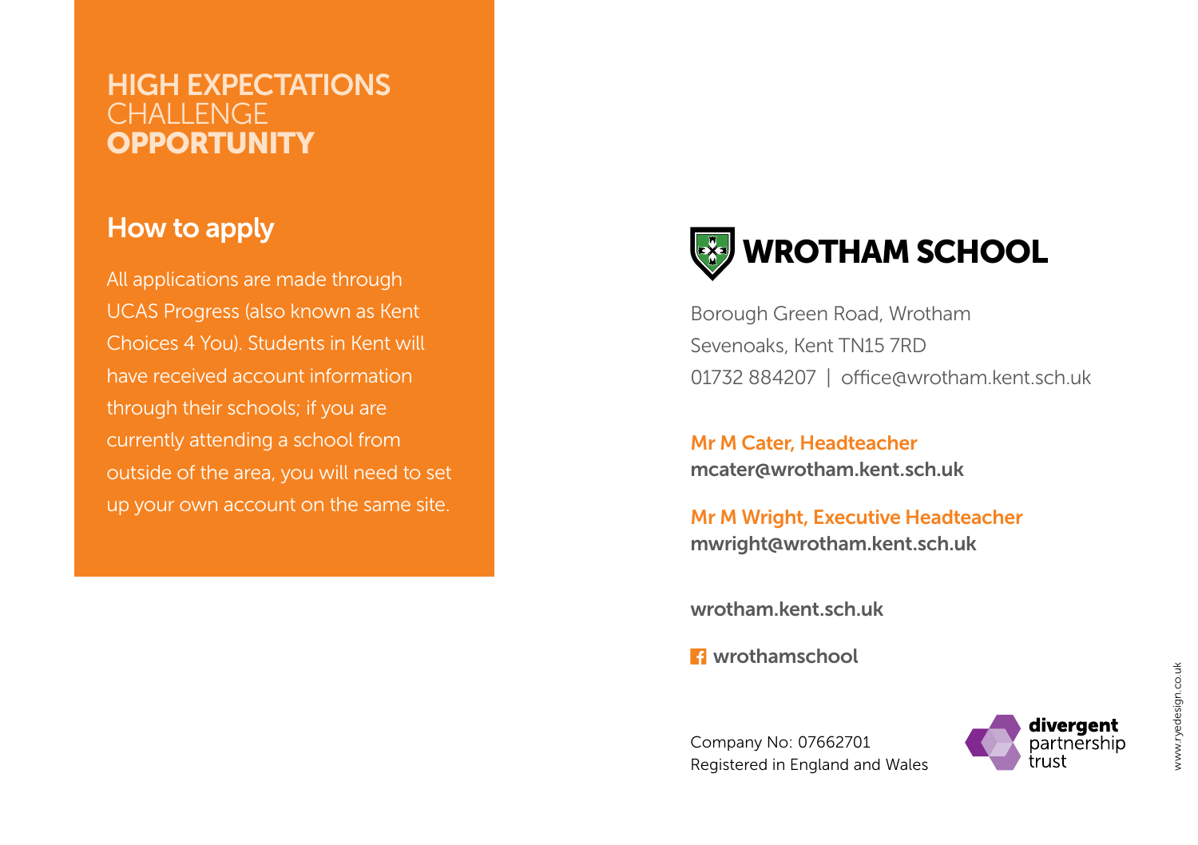HIGH EXPECTATIONS
CHALLENGE
**OPPORTUNITY**

## How to apply

All applications are made through UCAS Progress (also known as Kent Choices 4 You). Students in Kent will have received account information through their schools; if you are currently attending a school from outside of the area, you will need to set up your own account on the same site.

## WROTHAM SCHOOL

Borough Green Road, Wrotham
Sevenoaks, Kent TN15 7RD
01732 884207 | office@wrotham.kent.sch.uk

**Mr M Cater, Headteacher**
**mcater@wrotham.kent.sch.uk**

**Mr M Wright, Executive Headteacher**
**mwright@wrotham.kent.sch.uk**

**wrotham.kent.sch.uk**

**wrothamschool**

Company No: 07662701
Registered in England and Wales

divergent partnership trust

www.ryedesign.co.uk